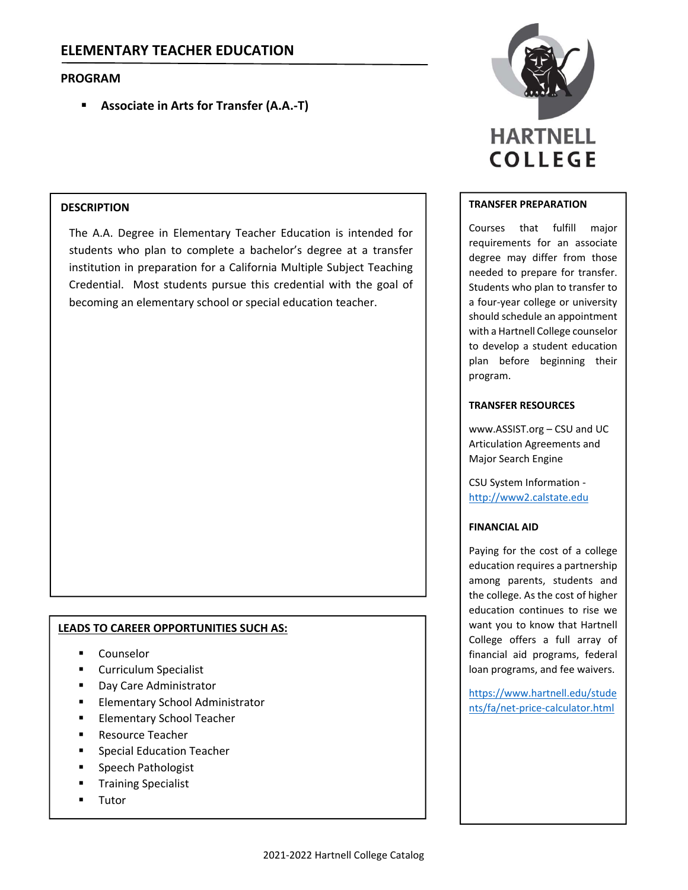# ELEMENTARY TEACHER EDUCATION

## PROGRAM

- **Associate in Arts for Transfer (A.A.-T)**

HARTNELL COLLEGE

## DESCRIPTION

The A.A. Degree in Elementary Teacher Education is intended for students who plan to complete a bachelor's degree at a transfer institution in preparation for a California Multiple Subject Teaching Credential. Most students pursue this credential with the goal of becoming an elementary school or special education teacher.

## LEADS TO CAREER OPPORTUNITIES SUCH AS:

- Counselor
- Curriculum Specialist
- Day Care Administrator
- Elementary School Administrator
- Elementary School Teacher
- Resource Teacher
- Special Education Teacher
- Speech Pathologist
- Training Specialist
- Tutor

## TRANSFER PREPARATION

Courses that fulfill major requirements for an associate degree may differ from those needed to prepare for transfer. Students who plan to transfer to a four-year college or university should schedule an appointment with a Hartnell College counselor to develop a student education plan before beginning their program.

## TRANSFER RESOURCES

www.ASSIST.org – CSU and UC Articulation Agreements and Major Search Engine

CSU System Information - http://www2.calstate.edu

## FINANCIAL AID

Paying for the cost of a college education requires a partnership among parents, students and the college. As the cost of higher education continues to rise we want you to know that Hartnell College offers a full array of financial aid programs, federal loan programs, and fee waivers.

https://www.hartnell.edu/students/fa/net-price-calculator.html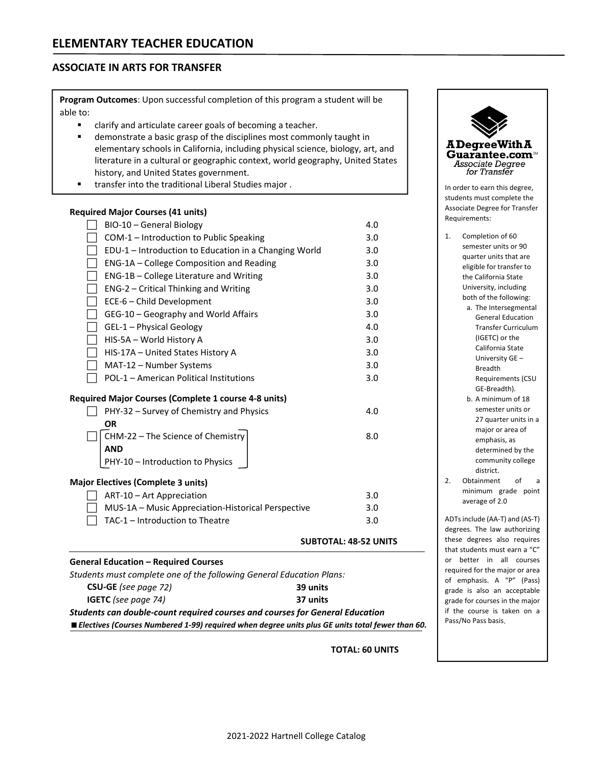# ELEMENTARY TEACHER EDUCATION

## ASSOCIATE IN ARTS FOR TRANSFER

**Program Outcomes**: Upon successful completion of this program a student will be able to:

- clarify and articulate career goals of becoming a teacher.
- demonstrate a basic grasp of the disciplines most commonly taught in elementary schools in California, including physical science, biology, art, and literature in a cultural or geographic context, world geography, United States history, and United States government.
- transfer into the traditional Liberal Studies major .

**Required Major Courses (41 units)**

| | | |
|---|---|---|
| ☐ | BIO-10 – General Biology | 4.0 |
| ☐ | COM-1 – Introduction to Public Speaking | 3.0 |
| ☐ | EDU-1 – Introduction to Education in a Changing World | 3.0 |
| ☐ | ENG-1A – College Composition and Reading | 3.0 |
| ☐ | ENG-1B – College Literature and Writing | 3.0 |
| ☐ | ENG-2 – Critical Thinking and Writing | 3.0 |
| ☐ | ECE-6 – Child Development | 3.0 |
| ☐ | GEG-10 – Geography and World Affairs | 3.0 |
| ☐ | GEL-1 – Physical Geology | 4.0 |
| ☐ | HIS-5A – World History A | 3.0 |
| ☐ | HIS-17A – United States History A | 3.0 |
| ☐ | MAT-12 – Number Systems | 3.0 |
| ☐ | POL-1 – American Political Institutions | 3.0 |

**Required Major Courses (Complete 1 course 4-8 units)**

| | | |
|---|---|---|
| ☐ | PHY-32 – Survey of Chemistry and Physics | 4.0 |
| | **OR** | |
| ☐ | CHM-22 – The Science of Chemistry **AND** PHY-10 – Introduction to Physics | 8.0 |

**Major Electives (Complete 3 units)**

| | | |
|---|---|---|
| ☐ | ART-10 – Art Appreciation | 3.0 |
| ☐ | MUS-1A – Music Appreciation-Historical Perspective | 3.0 |
| ☐ | TAC-1 – Introduction to Theatre | 3.0 |

**SUBTOTAL: 48-52 UNITS**

**General Education – Required Courses**

*Students must complete one of the following General Education Plans:*

| | |
|---|---|
| **CSU-GE** *(see page 72)* | **39 units** |
| **IGETC** *(see page 74)* | **37 units** |

***Students can double-count required courses and courses for General Education***

■ ***Electives (Courses Numbered 1-99) required when degree units plus GE units total fewer than 60.***

**TOTAL: 60 UNITS**

---

**A Degree With A Guarantee.com** *Associate Degree for Transfer*

In order to earn this degree, students must complete the Associate Degree for Transfer Requirements:

1. Completion of 60 semester units or 90 quarter units that are eligible for transfer to the California State University, including both of the following:
   a. The Intersegmental General Education Transfer Curriculum (IGETC) or the California State University GE – Breadth Requirements (CSU GE-Breadth).
   b. A minimum of 18 semester units or 27 quarter units in a major or area of emphasis, as determined by the community college district.
2. Obtainment of a minimum grade point average of 2.0

ADTs include (AA-T) and (AS-T) degrees. The law authorizing these degrees also requires that students must earn a "C" or better in all courses required for the major or area of emphasis. A "P" (Pass) grade is also an acceptable grade for courses in the major if the course is taken on a Pass/No Pass basis.